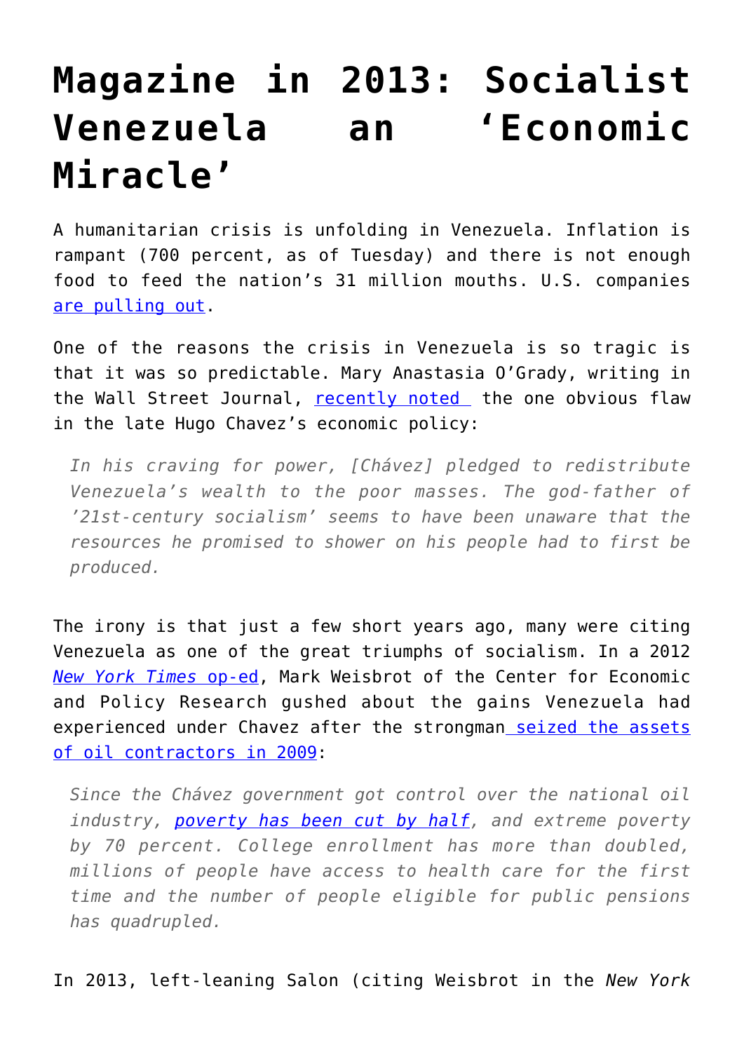# Magazine in 2013: Socialist Venezuela an 'Economic Miracle'

A humanitarian crisis is unfolding in Venezuela. Inflation is rampant (700 percent, as of Tuesday) and there is not enough food to feed the nation's 31 million mouths. U.S. companies are pulling out.

One of the reasons the crisis in Venezuela is so tragic is that it was so predictable. Mary Anastasia O'Grady, writing in the Wall Street Journal, recently noted the one obvious flaw in the late Hugo Chavez's economic policy:

> *In his craving for power, [Chávez] pledged to redistribute Venezuela's wealth to the poor masses. The god-father of '21st-century socialism' seems to have been unaware that the resources he promised to shower on his people had to first be produced.*

The irony is that just a few short years ago, many were citing Venezuela as one of the great triumphs of socialism. In a 2012 *New York Times* op-ed, Mark Weisbrot of the Center for Economic and Policy Research gushed about the gains Venezuela had experienced under Chavez after the strongman seized the assets of oil contractors in 2009:

> *Since the Chávez government got control over the national oil industry, poverty has been cut by half, and extreme poverty by 70 percent. College enrollment has more than doubled, millions of people have access to health care for the first time and the number of people eligible for public pensions has quadrupled.*

In 2013, left-leaning Salon (citing Weisbrot in the *New York*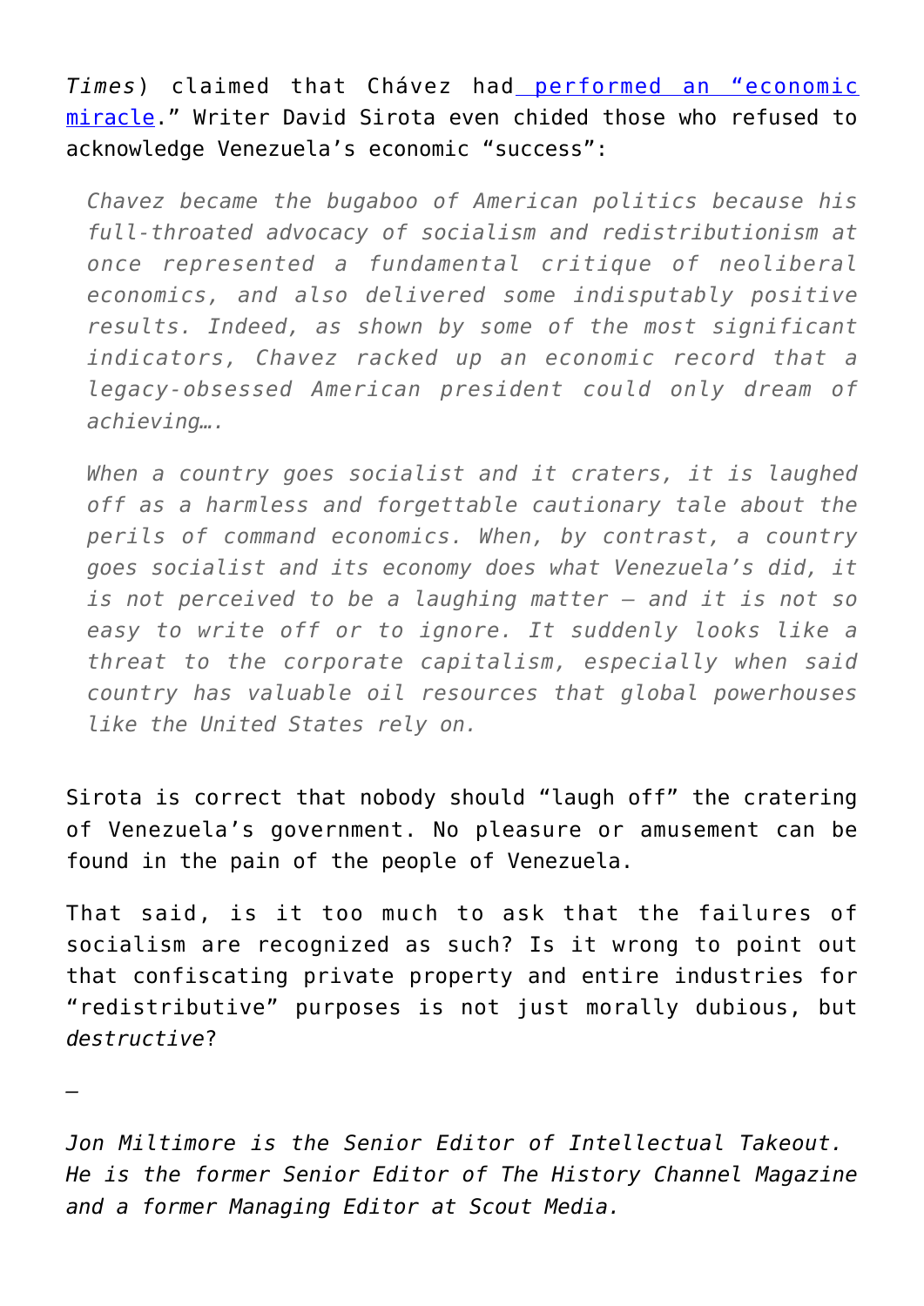*Times*) claimed that Chávez had [performed an "economic miracle](#)." Writer David Sirota even chided those who refused to acknowledge Venezuela's economic "success":

> *Chavez became the bugaboo of American politics because his full-throated advocacy of socialism and redistributionism at once represented a fundamental critique of neoliberal economics, and also delivered some indisputably positive results. Indeed, as shown by some of the most significant indicators, Chavez racked up an economic record that a legacy-obsessed American president could only dream of achieving….*
>
> *When a country goes socialist and it craters, it is laughed off as a harmless and forgettable cautionary tale about the perils of command economics. When, by contrast, a country goes socialist and its economy does what Venezuela's did, it is not perceived to be a laughing matter — and it is not so easy to write off or to ignore. It suddenly looks like a threat to the corporate capitalism, especially when said country has valuable oil resources that global powerhouses like the United States rely on.*

Sirota is correct that nobody should "laugh off" the cratering of Venezuela's government. No pleasure or amusement can be found in the pain of the people of Venezuela.

That said, is it too much to ask that the failures of socialism are recognized as such? Is it wrong to point out that confiscating private property and entire industries for "redistributive" purposes is not just morally dubious, but *destructive*?

—

*Jon Miltimore is the Senior Editor of Intellectual Takeout. He is the former Senior Editor of The History Channel Magazine and a former Managing Editor at Scout Media.*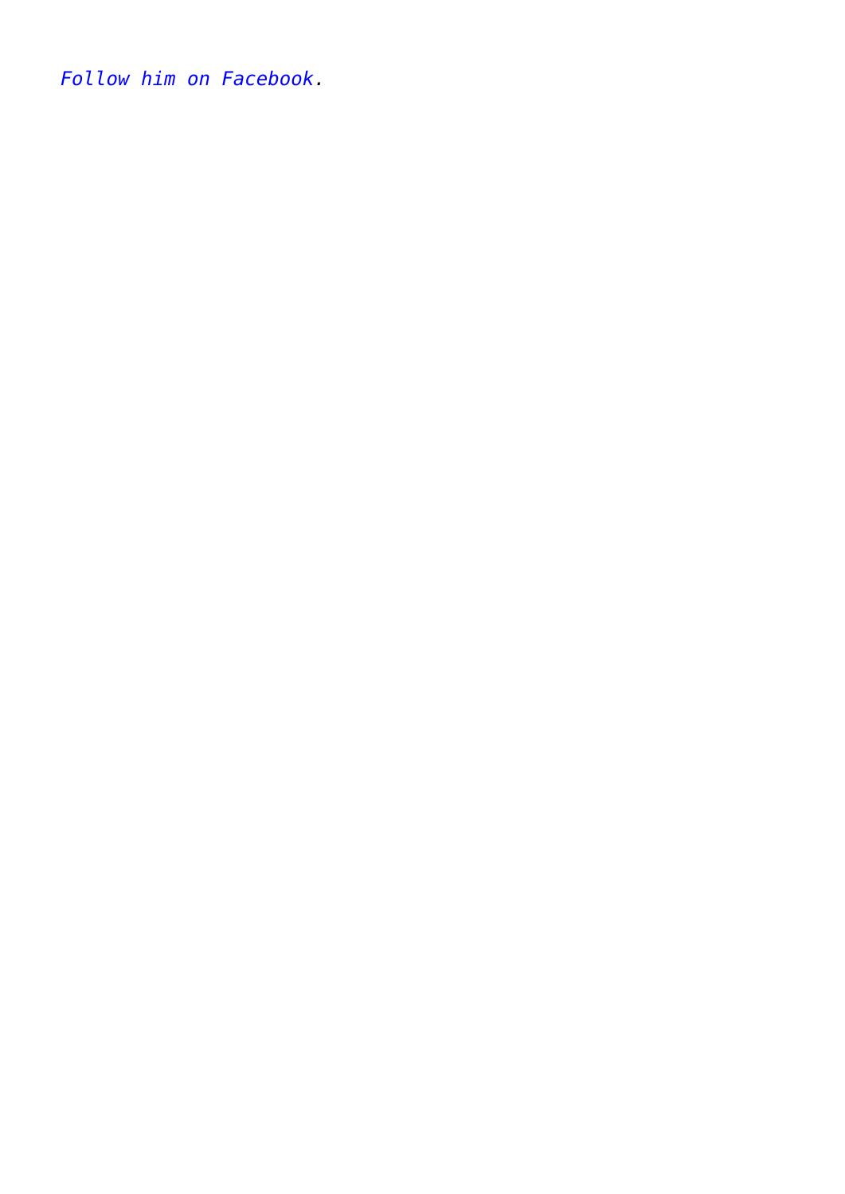*Follow him on Facebook.*